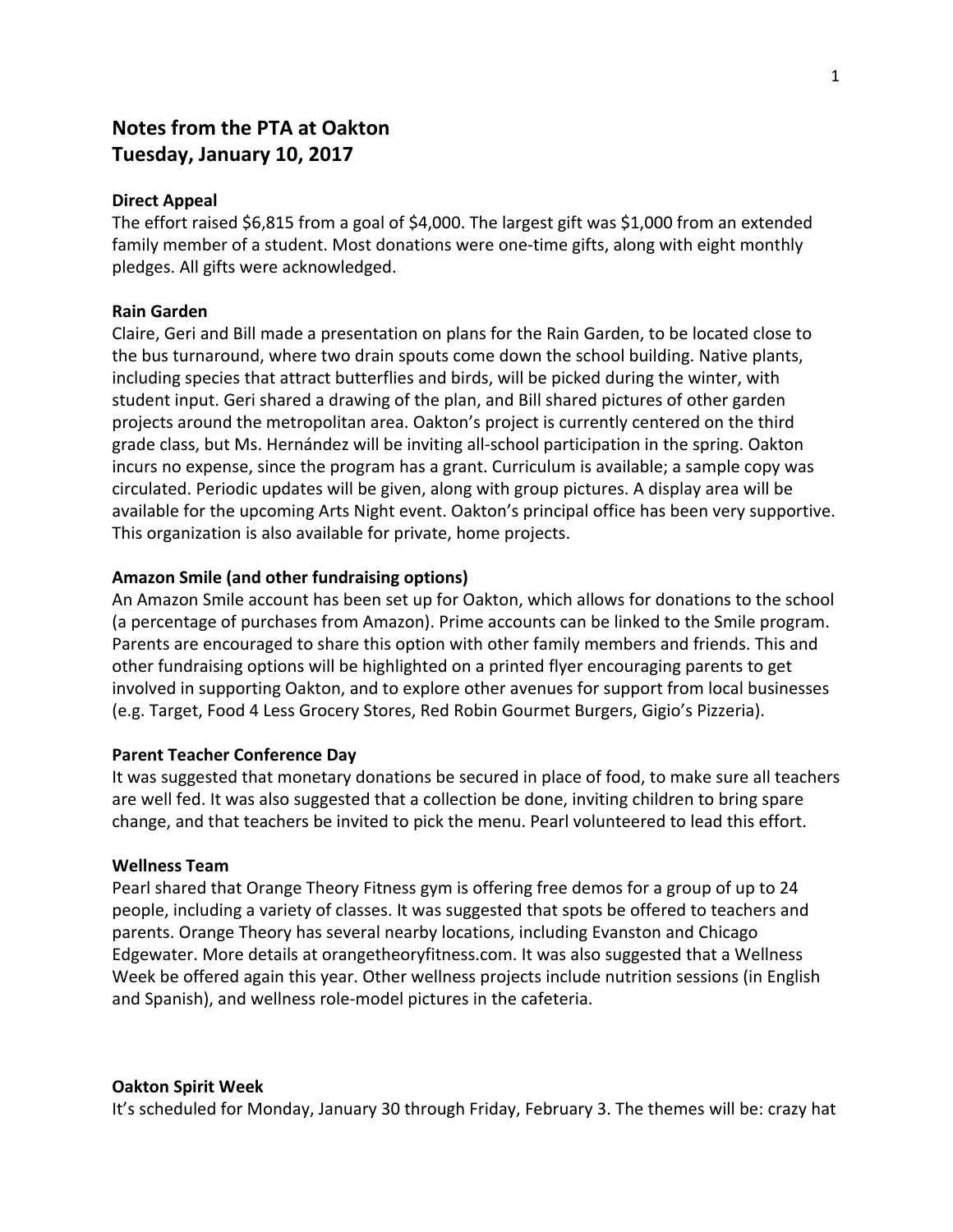# Notes from the PTA at Oakton
# Tuesday, January 10, 2017

**Direct Appeal**
The effort raised $6,815 from a goal of $4,000. The largest gift was $1,000 from an extended family member of a student. Most donations were one-time gifts, along with eight monthly pledges. All gifts were acknowledged.

**Rain Garden**
Claire, Geri and Bill made a presentation on plans for the Rain Garden, to be located close to the bus turnaround, where two drain spouts come down the school building. Native plants, including species that attract butterflies and birds, will be picked during the winter, with student input. Geri shared a drawing of the plan, and Bill shared pictures of other garden projects around the metropolitan area. Oakton's project is currently centered on the third grade class, but Ms. Hernández will be inviting all-school participation in the spring. Oakton incurs no expense, since the program has a grant. Curriculum is available; a sample copy was circulated. Periodic updates will be given, along with group pictures. A display area will be available for the upcoming Arts Night event. Oakton's principal office has been very supportive. This organization is also available for private, home projects.

**Amazon Smile (and other fundraising options)**
An Amazon Smile account has been set up for Oakton, which allows for donations to the school (a percentage of purchases from Amazon). Prime accounts can be linked to the Smile program. Parents are encouraged to share this option with other family members and friends. This and other fundraising options will be highlighted on a printed flyer encouraging parents to get involved in supporting Oakton, and to explore other avenues for support from local businesses (e.g. Target, Food 4 Less Grocery Stores, Red Robin Gourmet Burgers, Gigio's Pizzeria).

**Parent Teacher Conference Day**
It was suggested that monetary donations be secured in place of food, to make sure all teachers are well fed. It was also suggested that a collection be done, inviting children to bring spare change, and that teachers be invited to pick the menu. Pearl volunteered to lead this effort.

**Wellness Team**
Pearl shared that Orange Theory Fitness gym is offering free demos for a group of up to 24 people, including a variety of classes. It was suggested that spots be offered to teachers and parents. Orange Theory has several nearby locations, including Evanston and Chicago Edgewater. More details at orangetheoryfitness.com. It was also suggested that a Wellness Week be offered again this year. Other wellness projects include nutrition sessions (in English and Spanish), and wellness role-model pictures in the cafeteria.

**Oakton Spirit Week**
It's scheduled for Monday, January 30 through Friday, February 3. The themes will be: crazy hat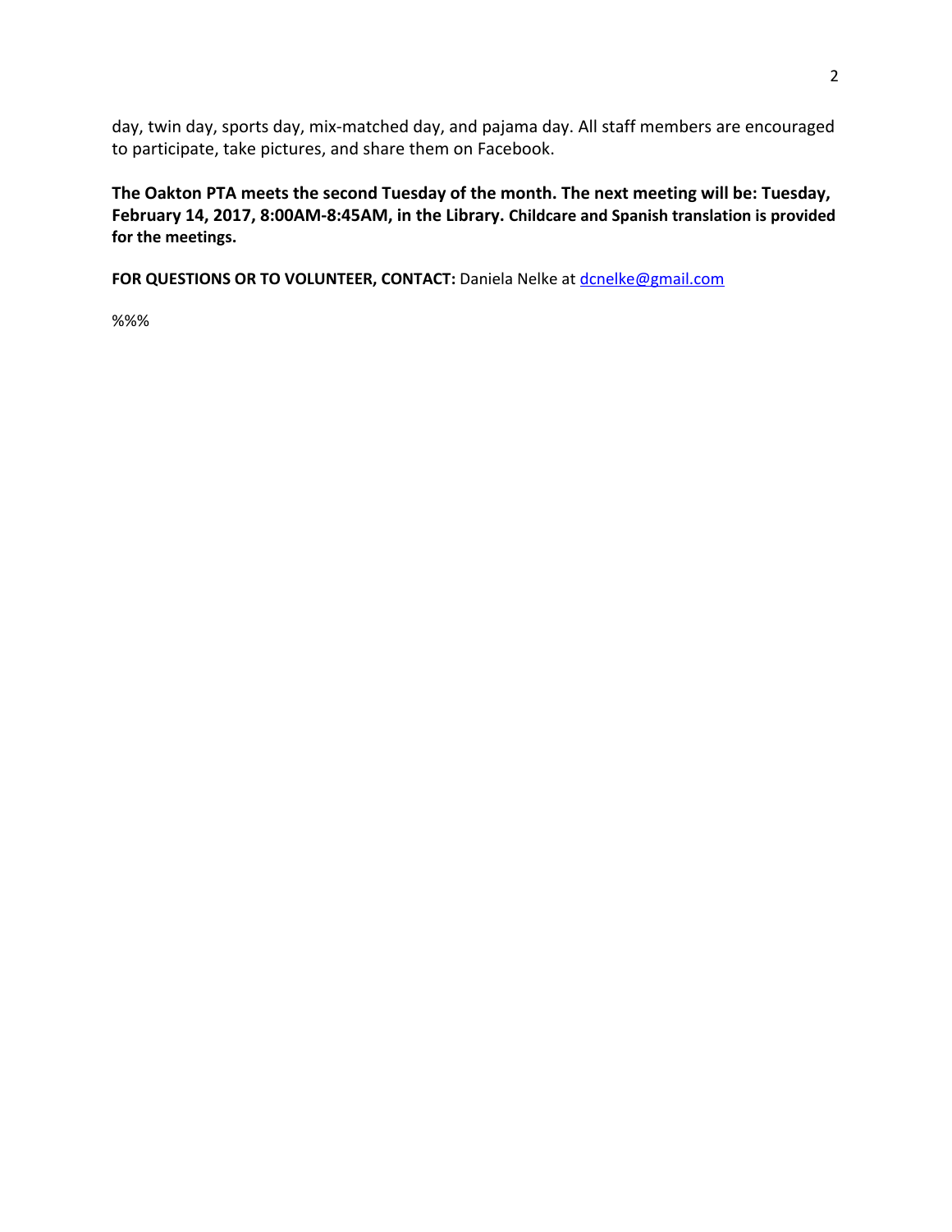day, twin day, sports day, mix-matched day, and pajama day. All staff members are encouraged to participate, take pictures, and share them on Facebook.

**The Oakton PTA meets the second Tuesday of the month. The next meeting will be: Tuesday, February 14, 2017, 8:00AM-8:45AM, in the Library. Childcare and Spanish translation is provided for the meetings.**

**FOR QUESTIONS OR TO VOLUNTEER, CONTACT:** Daniela Nelke at dcnelke@gmail.com

%%%